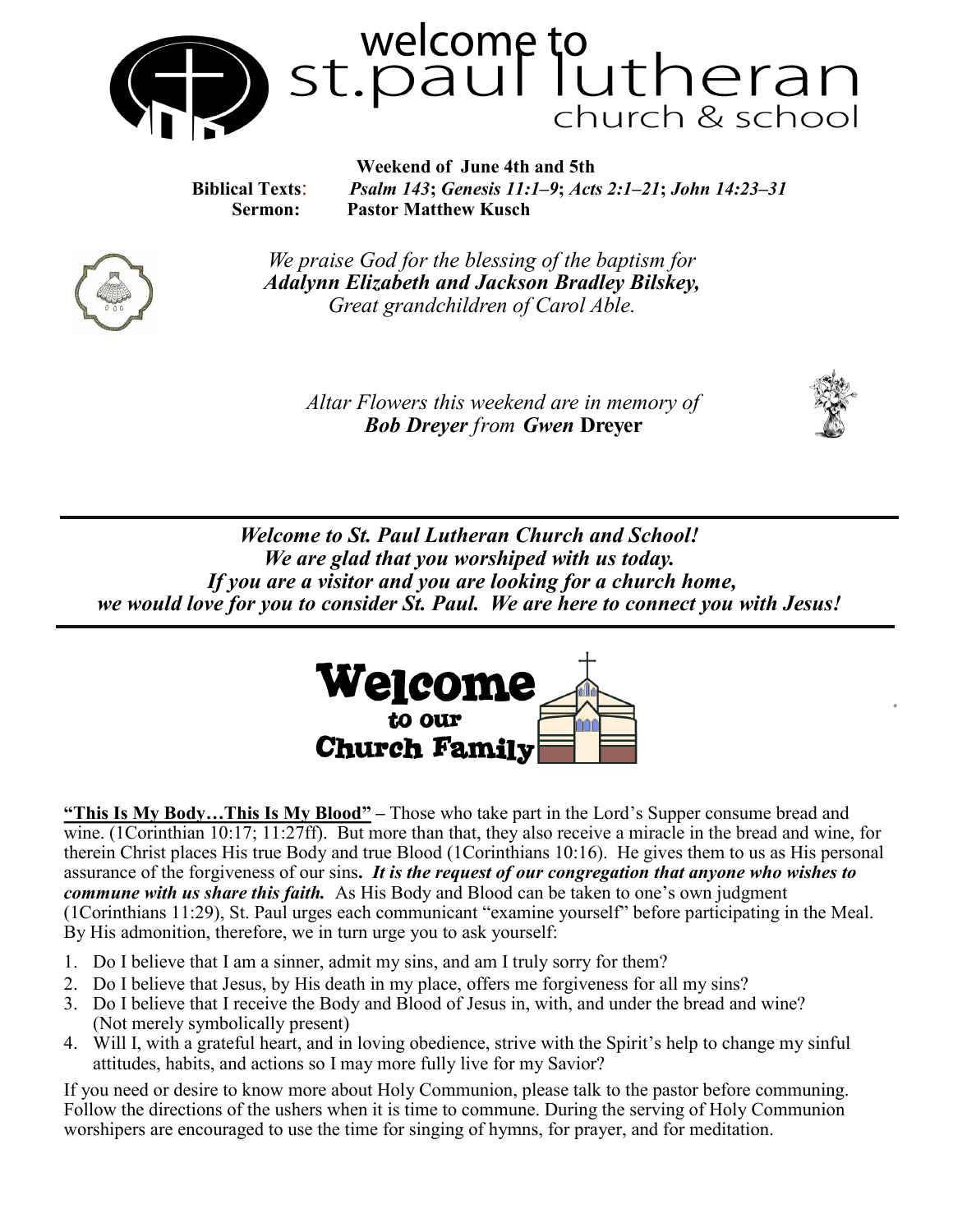# welcome to st.paul lutheran church & school

**Weekend of June 4th and 5th**

**Biblical Texts**: ***Psalm 143***; ***Genesis 11:1–9***; ***Acts 2:1–21***; ***John 14:23–31***

**Sermon: Pastor Matthew Kusch**

*We praise God for the blessing of the baptism for*
***Adalynn Elizabeth and Jackson Bradley Bilskey,***
*Great grandchildren of Carol Able.*

*Altar Flowers this weekend are in memory of*
***Bob Dreyer*** *from* ***Gwen*** **Dreyer**

---

***Welcome to St. Paul Lutheran Church and School!***
***We are glad that you worshiped with us today.***
***If you are a visitor and you are looking for a church home,***
***we would love for you to consider St. Paul. We are here to connect you with Jesus!***

---

**Welcome to our Church Family**

**"This Is My Body…This Is My Blood"** – Those who take part in the Lord's Supper consume bread and wine. (1Corinthian 10:17; 11:27ff). But more than that, they also receive a miracle in the bread and wine, for therein Christ places His true Body and true Blood (1Corinthians 10:16). He gives them to us as His personal assurance of the forgiveness of our sins**.** ***It is the request of our congregation that anyone who wishes to commune with us share this faith.*** As His Body and Blood can be taken to one's own judgment (1Corinthians 11:29), St. Paul urges each communicant "examine yourself" before participating in the Meal. By His admonition, therefore, we in turn urge you to ask yourself:

1. Do I believe that I am a sinner, admit my sins, and am I truly sorry for them?
2. Do I believe that Jesus, by His death in my place, offers me forgiveness for all my sins?
3. Do I believe that I receive the Body and Blood of Jesus in, with, and under the bread and wine? (Not merely symbolically present)
4. Will I, with a grateful heart, and in loving obedience, strive with the Spirit's help to change my sinful attitudes, habits, and actions so I may more fully live for my Savior?

If you need or desire to know more about Holy Communion, please talk to the pastor before communing. Follow the directions of the ushers when it is time to commune. During the serving of Holy Communion worshipers are encouraged to use the time for singing of hymns, for prayer, and for meditation.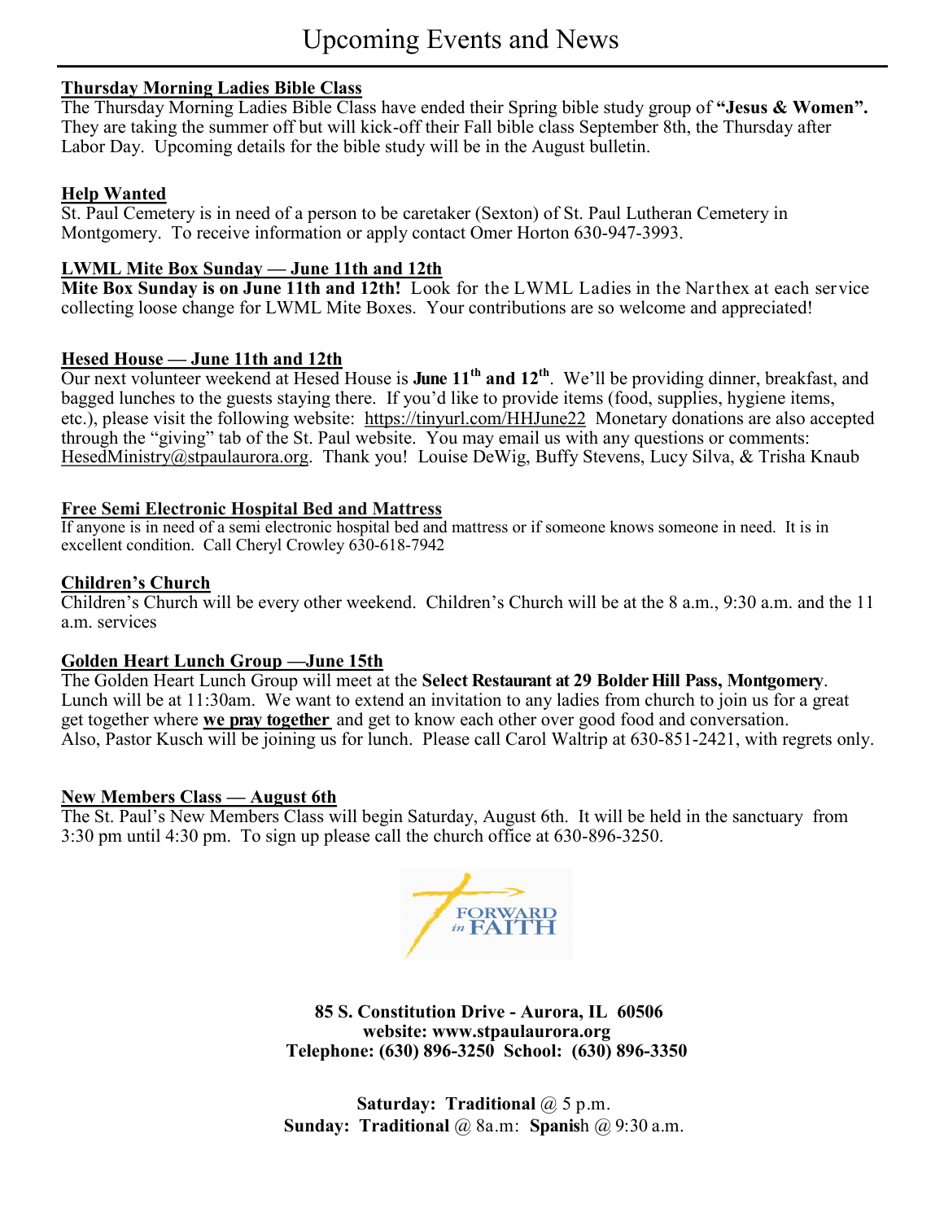# Upcoming Events and News

**Thursday Morning Ladies Bible Class**

The Thursday Morning Ladies Bible Class have ended their Spring bible study group of **"Jesus & Women".** They are taking the summer off but will kick-off their Fall bible class September 8th, the Thursday after Labor Day. Upcoming details for the bible study will be in the August bulletin.

**Help Wanted**

St. Paul Cemetery is in need of a person to be caretaker (Sexton) of St. Paul Lutheran Cemetery in Montgomery. To receive information or apply contact Omer Horton 630-947-3993.

**LWML Mite Box Sunday — June 11th and 12th**

**Mite Box Sunday is on June 11th and 12th!** Look for the LWML Ladies in the Narthex at each service collecting loose change for LWML Mite Boxes. Your contributions are so welcome and appreciated!

**Hesed House — June 11th and 12th**

Our next volunteer weekend at Hesed House is **June 11th and 12th**. We'll be providing dinner, breakfast, and bagged lunches to the guests staying there. If you'd like to provide items (food, supplies, hygiene items, etc.), please visit the following website: https://tinyurl.com/HHJune22 Monetary donations are also accepted through the "giving" tab of the St. Paul website. You may email us with any questions or comments: HesedMinistry@stpaulaurora.org. Thank you! Louise DeWig, Buffy Stevens, Lucy Silva, & Trisha Knaub

**Free Semi Electronic Hospital Bed and Mattress**

If anyone is in need of a semi electronic hospital bed and mattress or if someone knows someone in need. It is in excellent condition. Call Cheryl Crowley 630-618-7942

**Children's Church**

Children's Church will be every other weekend. Children's Church will be at the 8 a.m., 9:30 a.m. and the 11 a.m. services

**Golden Heart Lunch Group —June 15th**

The Golden Heart Lunch Group will meet at the **Select Restaurant at 29 Bolder Hill Pass, Montgomery**. Lunch will be at 11:30am. We want to extend an invitation to any ladies from church to join us for a great get together where **we pray together** and get to know each other over good food and conversation. Also, Pastor Kusch will be joining us for lunch. Please call Carol Waltrip at 630-851-2421, with regrets only.

**New Members Class — August 6th**

The St. Paul's New Members Class will begin Saturday, August 6th. It will be held in the sanctuary from 3:30 pm until 4:30 pm. To sign up please call the church office at 630-896-3250.

FORWARD *in* FAITH

**85 S. Constitution Drive - Aurora, IL 60506**
**website: www.stpaulaurora.org**
**Telephone: (630) 896-3250 School: (630) 896-3350**

**Saturday: Traditional** @ 5 p.m.
**Sunday: Traditional** @ 8a.m: **Spanish** @ 9:30 a.m.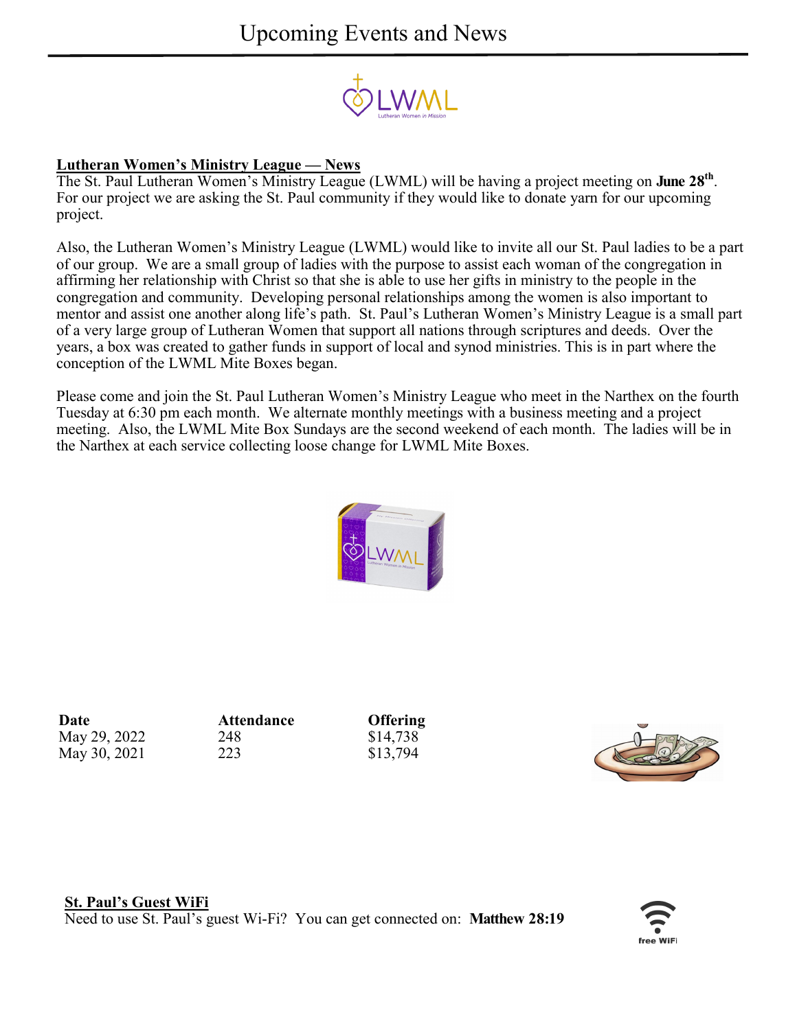# Upcoming Events and News

**Lutheran Women's Ministry League — News**

The St. Paul Lutheran Women's Ministry League (LWML) will be having a project meeting on **June 28th**. For our project we are asking the St. Paul community if they would like to donate yarn for our upcoming project.

Also, the Lutheran Women's Ministry League (LWML) would like to invite all our St. Paul ladies to be a part of our group. We are a small group of ladies with the purpose to assist each woman of the congregation in affirming her relationship with Christ so that she is able to use her gifts in ministry to the people in the congregation and community. Developing personal relationships among the women is also important to mentor and assist one another along life's path. St. Paul's Lutheran Women's Ministry League is a small part of a very large group of Lutheran Women that support all nations through scriptures and deeds. Over the years, a box was created to gather funds in support of local and synod ministries. This is in part where the conception of the LWML Mite Boxes began.

Please come and join the St. Paul Lutheran Women's Ministry League who meet in the Narthex on the fourth Tuesday at 6:30 pm each month. We alternate monthly meetings with a business meeting and a project meeting. Also, the LWML Mite Box Sundays are the second weekend of each month. The ladies will be in the Narthex at each service collecting loose change for LWML Mite Boxes.

| Date | Attendance | Offering |
|---|---|---|
| May 29, 2022 | 248 | $14,738 |
| May 30, 2021 | 223 | $13,794 |

**St. Paul's Guest WiFi**

Need to use St. Paul's guest Wi-Fi? You can get connected on: **Matthew 28:19**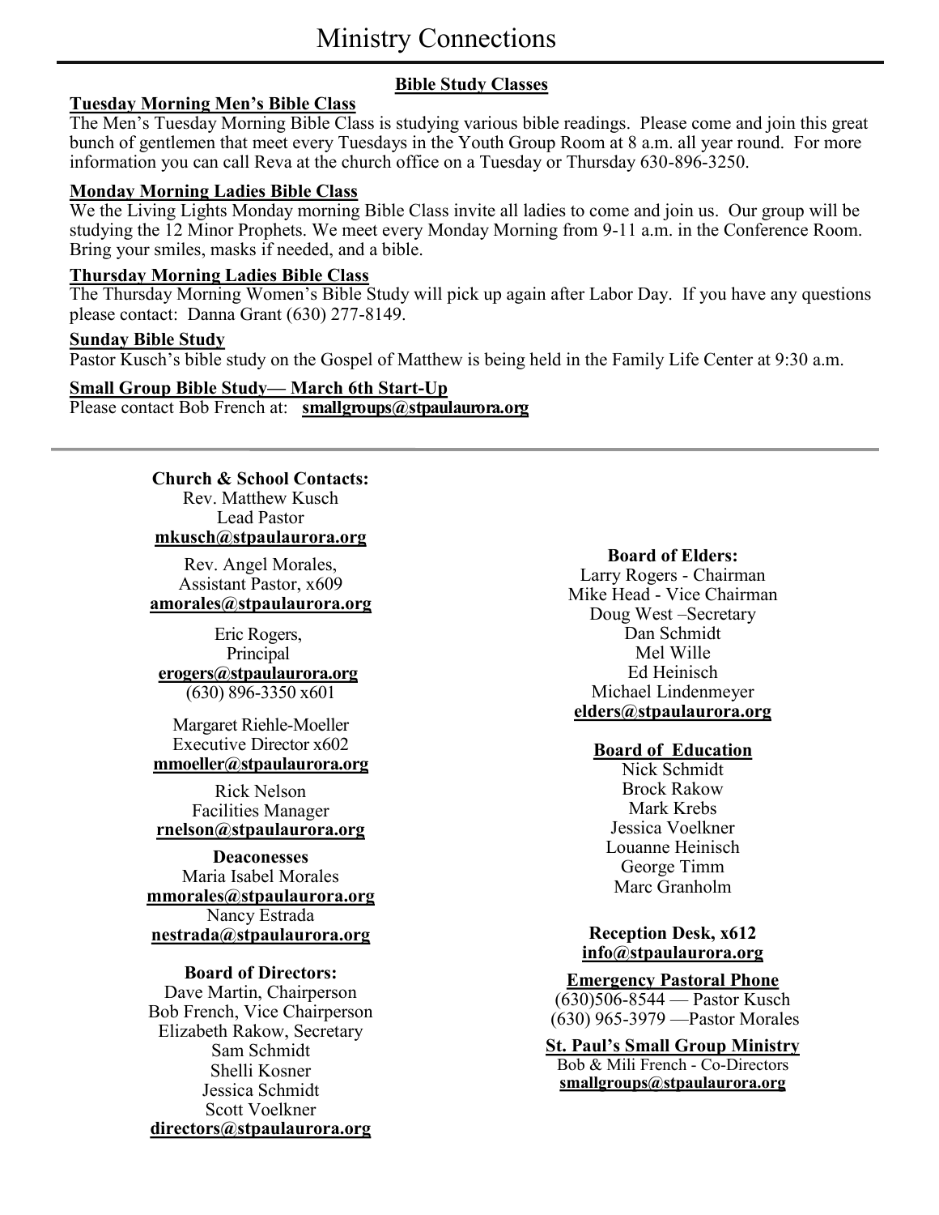# Ministry Connections

## Bible Study Classes

**Tuesday Morning Men's Bible Class**

The Men's Tuesday Morning Bible Class is studying various bible readings. Please come and join this great bunch of gentlemen that meet every Tuesdays in the Youth Group Room at 8 a.m. all year round. For more information you can call Reva at the church office on a Tuesday or Thursday 630-896-3250.

**Monday Morning Ladies Bible Class**

We the Living Lights Monday morning Bible Class invite all ladies to come and join us. Our group will be studying the 12 Minor Prophets. We meet every Monday Morning from 9-11 a.m. in the Conference Room. Bring your smiles, masks if needed, and a bible.

**Thursday Morning Ladies Bible Class**

The Thursday Morning Women's Bible Study will pick up again after Labor Day. If you have any questions please contact: Danna Grant (630) 277-8149.

**Sunday Bible Study**

Pastor Kusch's bible study on the Gospel of Matthew is being held in the Family Life Center at 9:30 a.m.

**Small Group Bible Study— March 6th Start-Up**

Please contact Bob French at: **smallgroups@stpaulaurora.org**

---

**Church & School Contacts:**

Rev. Matthew Kusch
Lead Pastor
**mkusch@stpaulaurora.org**

Rev. Angel Morales,
Assistant Pastor, x609
**amorales@stpaulaurora.org**

Eric Rogers,
Principal
**erogers@stpaulaurora.org**
(630) 896-3350 x601

Margaret Riehle-Moeller
Executive Director x602
**mmoeller@stpaulaurora.org**

Rick Nelson
Facilities Manager
**rnelson@stpaulaurora.org**

**Deaconesses**
Maria Isabel Morales
**mmorales@stpaulaurora.org**
Nancy Estrada
**nestrada@stpaulaurora.org**

**Board of Directors:**
Dave Martin, Chairperson
Bob French, Vice Chairperson
Elizabeth Rakow, Secretary
Sam Schmidt
Shelli Kosner
Jessica Schmidt
Scott Voelkner
**directors@stpaulaurora.org**

**Board of Elders:**
Larry Rogers - Chairman
Mike Head - Vice Chairman
Doug West –Secretary
Dan Schmidt
Mel Wille
Ed Heinisch
Michael Lindenmeyer
**elders@stpaulaurora.org**

**Board of Education**
Nick Schmidt
Brock Rakow
Mark Krebs
Jessica Voelkner
Louanne Heinisch
George Timm
Marc Granholm

**Reception Desk, x612**
**info@stpaulaurora.org**

**Emergency Pastoral Phone**
(630)506-8544 — Pastor Kusch
(630) 965-3979 —Pastor Morales

**St. Paul's Small Group Ministry**
Bob & Mili French - Co-Directors
**smallgroups@stpaulaurora.org**